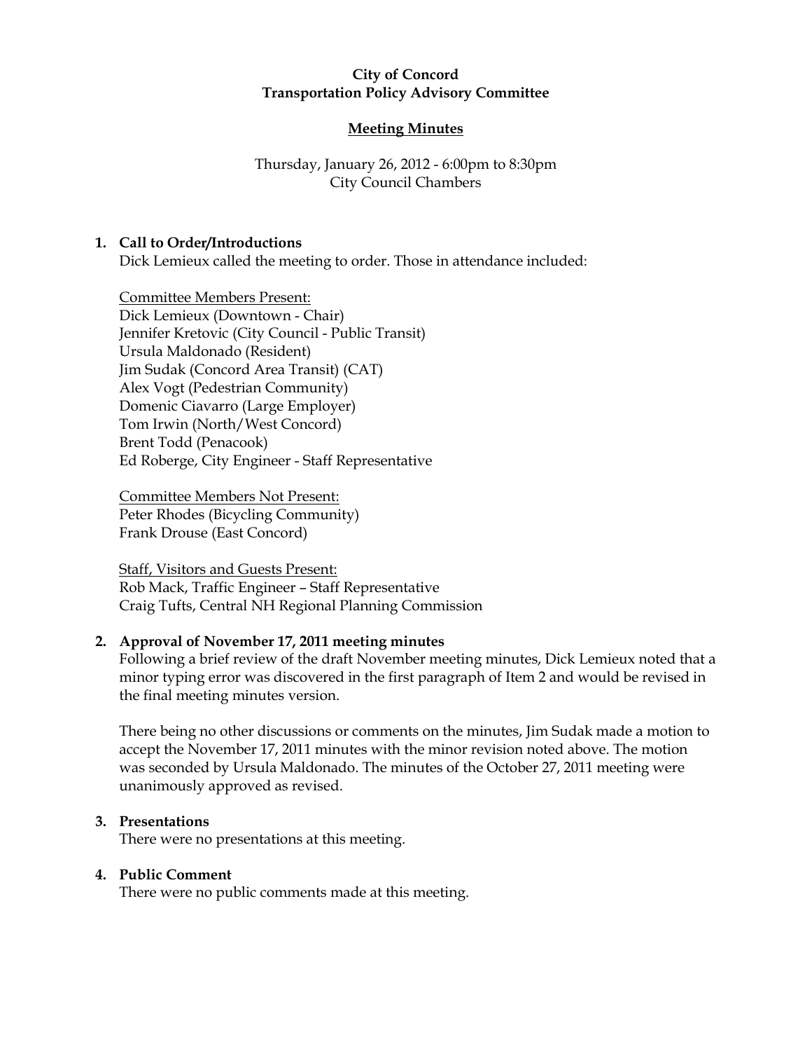**City of Concord**
**Transportation Policy Advisory Committee**

**Meeting Minutes**

Thursday, January 26, 2012 - 6:00pm to 8:30pm
City Council Chambers

1. **Call to Order/Introductions**
   Dick Lemieux called the meeting to order. Those in attendance included:

   Committee Members Present:
   Dick Lemieux (Downtown - Chair)
   Jennifer Kretovic (City Council - Public Transit)
   Ursula Maldonado (Resident)
   Jim Sudak (Concord Area Transit) (CAT)
   Alex Vogt (Pedestrian Community)
   Domenic Ciavarro (Large Employer)
   Tom Irwin (North/West Concord)
   Brent Todd (Penacook)
   Ed Roberge, City Engineer - Staff Representative

   Committee Members Not Present:
   Peter Rhodes (Bicycling Community)
   Frank Drouse (East Concord)

   Staff, Visitors and Guests Present:
   Rob Mack, Traffic Engineer – Staff Representative
   Craig Tufts, Central NH Regional Planning Commission

2. **Approval of November 17, 2011 meeting minutes**
   Following a brief review of the draft November meeting minutes, Dick Lemieux noted that a minor typing error was discovered in the first paragraph of Item 2 and would be revised in the final meeting minutes version.

   There being no other discussions or comments on the minutes, Jim Sudak made a motion to accept the November 17, 2011 minutes with the minor revision noted above. The motion was seconded by Ursula Maldonado. The minutes of the October 27, 2011 meeting were unanimously approved as revised.

3. **Presentations**
   There were no presentations at this meeting.

4. **Public Comment**
   There were no public comments made at this meeting.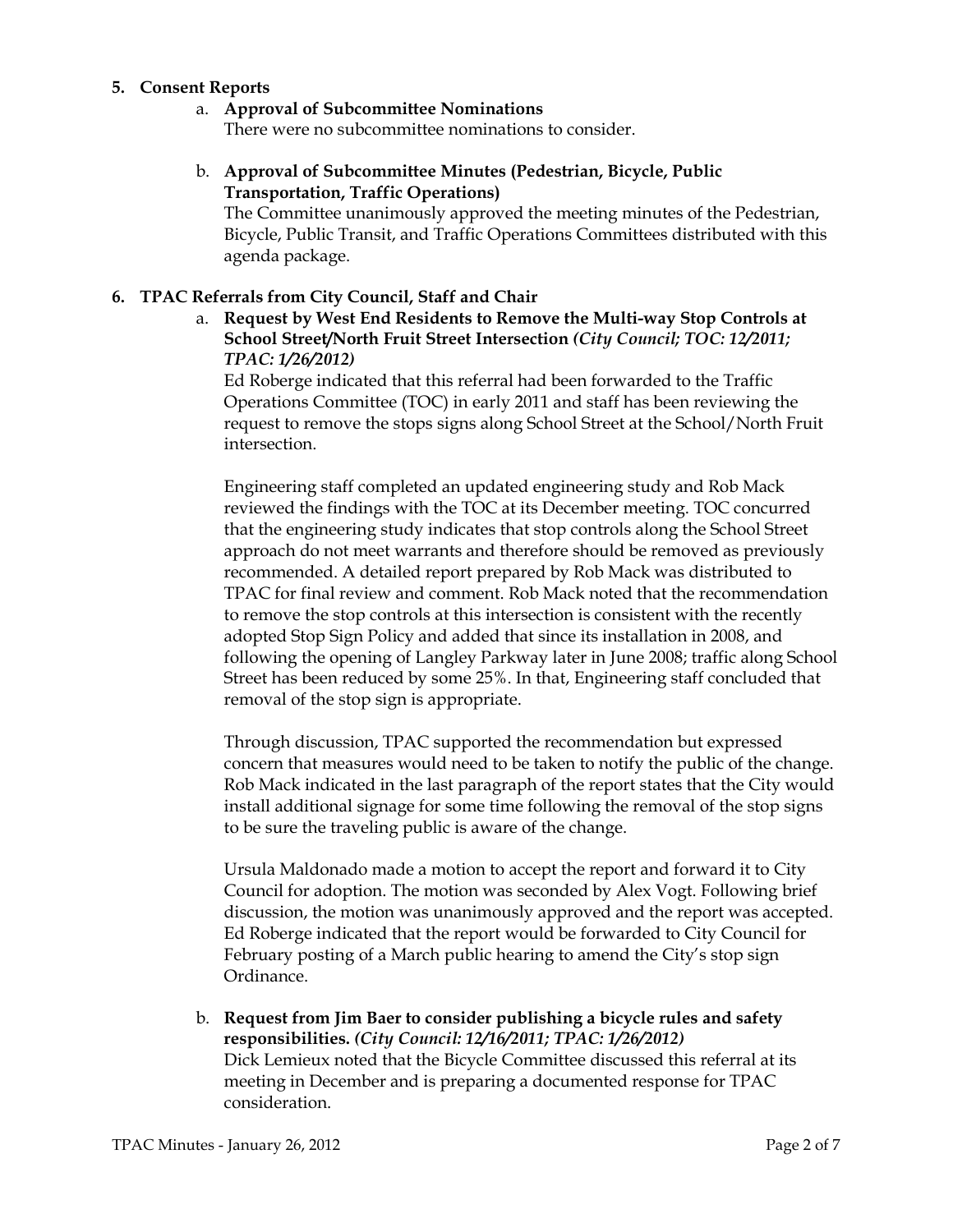**5. Consent Reports**

a. **Approval of Subcommittee Nominations**
There were no subcommittee nominations to consider.

b. **Approval of Subcommittee Minutes (Pedestrian, Bicycle, Public Transportation, Traffic Operations)**
The Committee unanimously approved the meeting minutes of the Pedestrian, Bicycle, Public Transit, and Traffic Operations Committees distributed with this agenda package.

**6. TPAC Referrals from City Council, Staff and Chair**

a. **Request by West End Residents to Remove the Multi-way Stop Controls at School Street/North Fruit Street Intersection** ***(City Council; TOC: 12/2011; TPAC: 1/26/2012)***
Ed Roberge indicated that this referral had been forwarded to the Traffic Operations Committee (TOC) in early 2011 and staff has been reviewing the request to remove the stops signs along School Street at the School/North Fruit intersection.

Engineering staff completed an updated engineering study and Rob Mack reviewed the findings with the TOC at its December meeting. TOC concurred that the engineering study indicates that stop controls along the School Street approach do not meet warrants and therefore should be removed as previously recommended. A detailed report prepared by Rob Mack was distributed to TPAC for final review and comment. Rob Mack noted that the recommendation to remove the stop controls at this intersection is consistent with the recently adopted Stop Sign Policy and added that since its installation in 2008, and following the opening of Langley Parkway later in June 2008; traffic along School Street has been reduced by some 25%. In that, Engineering staff concluded that removal of the stop sign is appropriate.

Through discussion, TPAC supported the recommendation but expressed concern that measures would need to be taken to notify the public of the change. Rob Mack indicated in the last paragraph of the report states that the City would install additional signage for some time following the removal of the stop signs to be sure the traveling public is aware of the change.

Ursula Maldonado made a motion to accept the report and forward it to City Council for adoption. The motion was seconded by Alex Vogt. Following brief discussion, the motion was unanimously approved and the report was accepted. Ed Roberge indicated that the report would be forwarded to City Council for February posting of a March public hearing to amend the City's stop sign Ordinance.

b. **Request from Jim Baer to consider publishing a bicycle rules and safety responsibilities.** ***(City Council: 12/16/2011; TPAC: 1/26/2012)***
Dick Lemieux noted that the Bicycle Committee discussed this referral at its meeting in December and is preparing a documented response for TPAC consideration.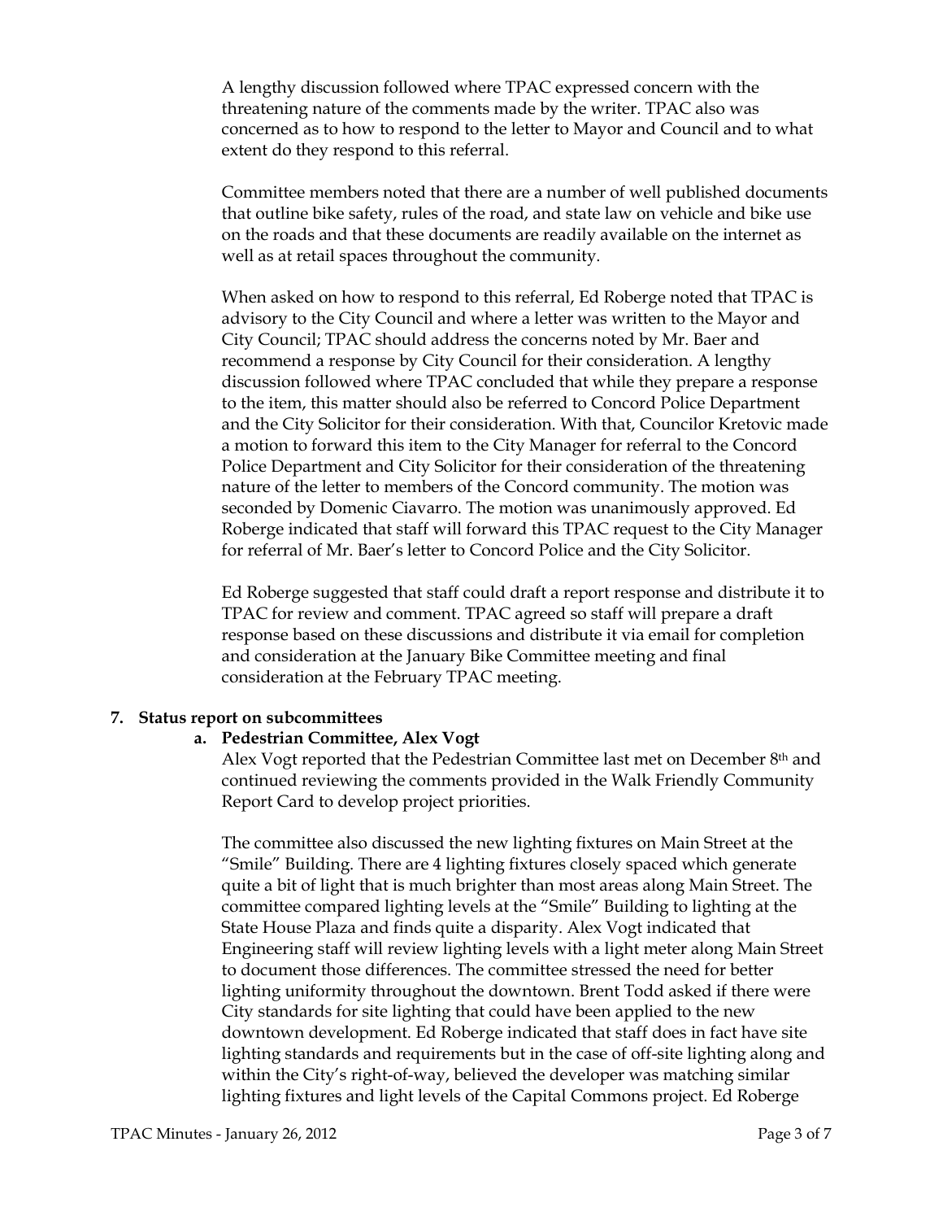A lengthy discussion followed where TPAC expressed concern with the threatening nature of the comments made by the writer. TPAC also was concerned as to how to respond to the letter to Mayor and Council and to what extent do they respond to this referral.

Committee members noted that there are a number of well published documents that outline bike safety, rules of the road, and state law on vehicle and bike use on the roads and that these documents are readily available on the internet as well as at retail spaces throughout the community.

When asked on how to respond to this referral, Ed Roberge noted that TPAC is advisory to the City Council and where a letter was written to the Mayor and City Council; TPAC should address the concerns noted by Mr. Baer and recommend a response by City Council for their consideration. A lengthy discussion followed where TPAC concluded that while they prepare a response to the item, this matter should also be referred to Concord Police Department and the City Solicitor for their consideration. With that, Councilor Kretovic made a motion to forward this item to the City Manager for referral to the Concord Police Department and City Solicitor for their consideration of the threatening nature of the letter to members of the Concord community. The motion was seconded by Domenic Ciavarro. The motion was unanimously approved. Ed Roberge indicated that staff will forward this TPAC request to the City Manager for referral of Mr. Baer's letter to Concord Police and the City Solicitor.

Ed Roberge suggested that staff could draft a report response and distribute it to TPAC for review and comment. TPAC agreed so staff will prepare a draft response based on these discussions and distribute it via email for completion and consideration at the January Bike Committee meeting and final consideration at the February TPAC meeting.

**7. Status report on subcommittees**

**a. Pedestrian Committee, Alex Vogt**

Alex Vogt reported that the Pedestrian Committee last met on December 8th and continued reviewing the comments provided in the Walk Friendly Community Report Card to develop project priorities.

The committee also discussed the new lighting fixtures on Main Street at the "Smile" Building. There are 4 lighting fixtures closely spaced which generate quite a bit of light that is much brighter than most areas along Main Street. The committee compared lighting levels at the "Smile" Building to lighting at the State House Plaza and finds quite a disparity. Alex Vogt indicated that Engineering staff will review lighting levels with a light meter along Main Street to document those differences. The committee stressed the need for better lighting uniformity throughout the downtown. Brent Todd asked if there were City standards for site lighting that could have been applied to the new downtown development. Ed Roberge indicated that staff does in fact have site lighting standards and requirements but in the case of off-site lighting along and within the City's right-of-way, believed the developer was matching similar lighting fixtures and light levels of the Capital Commons project. Ed Roberge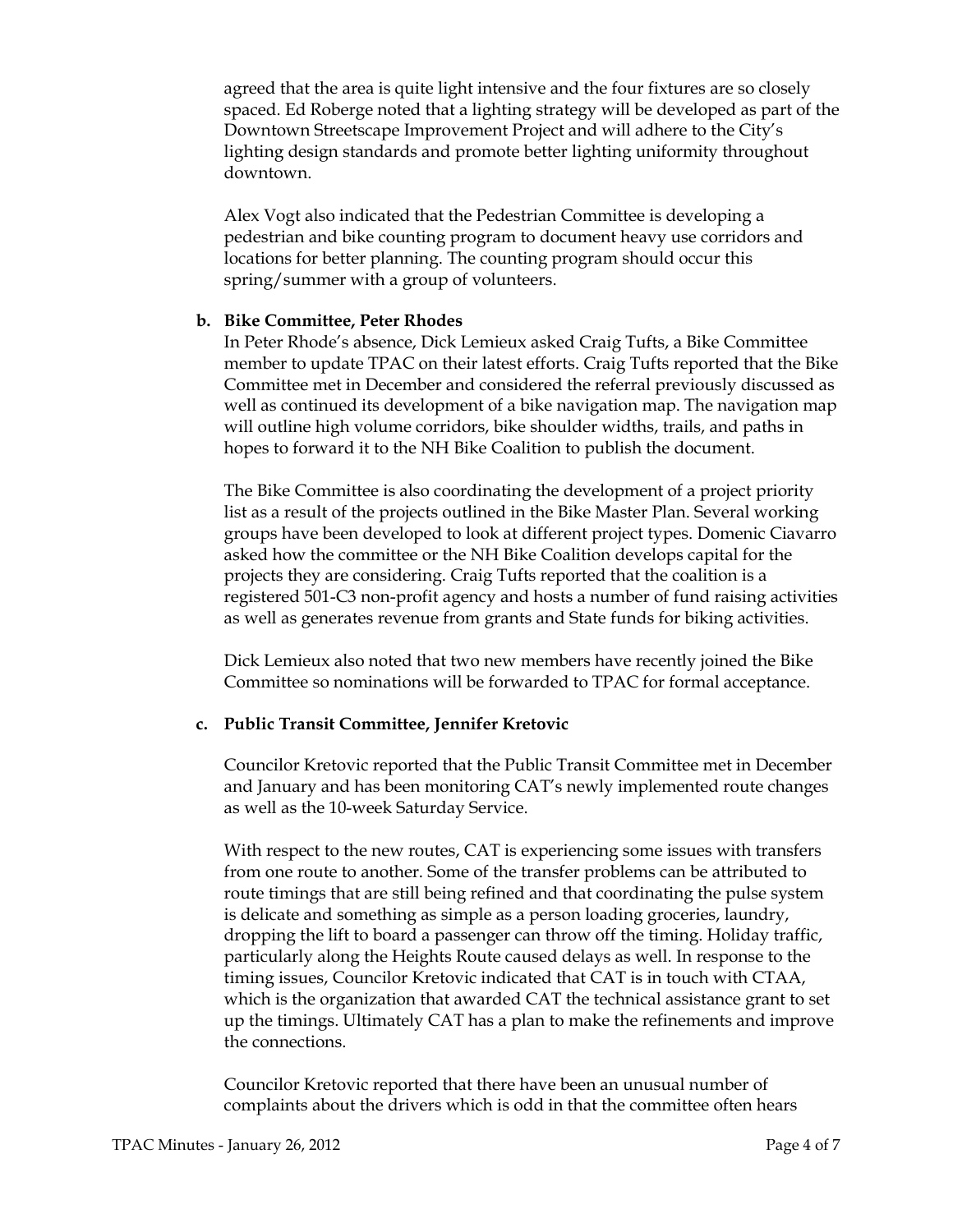agreed that the area is quite light intensive and the four fixtures are so closely spaced. Ed Roberge noted that a lighting strategy will be developed as part of the Downtown Streetscape Improvement Project and will adhere to the City's lighting design standards and promote better lighting uniformity throughout downtown.

Alex Vogt also indicated that the Pedestrian Committee is developing a pedestrian and bike counting program to document heavy use corridors and locations for better planning. The counting program should occur this spring/summer with a group of volunteers.

**b. Bike Committee, Peter Rhodes**

In Peter Rhode's absence, Dick Lemieux asked Craig Tufts, a Bike Committee member to update TPAC on their latest efforts. Craig Tufts reported that the Bike Committee met in December and considered the referral previously discussed as well as continued its development of a bike navigation map. The navigation map will outline high volume corridors, bike shoulder widths, trails, and paths in hopes to forward it to the NH Bike Coalition to publish the document.

The Bike Committee is also coordinating the development of a project priority list as a result of the projects outlined in the Bike Master Plan. Several working groups have been developed to look at different project types. Domenic Ciavarro asked how the committee or the NH Bike Coalition develops capital for the projects they are considering. Craig Tufts reported that the coalition is a registered 501-C3 non-profit agency and hosts a number of fund raising activities as well as generates revenue from grants and State funds for biking activities.

Dick Lemieux also noted that two new members have recently joined the Bike Committee so nominations will be forwarded to TPAC for formal acceptance.

**c. Public Transit Committee, Jennifer Kretovic**

Councilor Kretovic reported that the Public Transit Committee met in December and January and has been monitoring CAT's newly implemented route changes as well as the 10-week Saturday Service.

With respect to the new routes, CAT is experiencing some issues with transfers from one route to another. Some of the transfer problems can be attributed to route timings that are still being refined and that coordinating the pulse system is delicate and something as simple as a person loading groceries, laundry, dropping the lift to board a passenger can throw off the timing. Holiday traffic, particularly along the Heights Route caused delays as well. In response to the timing issues, Councilor Kretovic indicated that CAT is in touch with CTAA, which is the organization that awarded CAT the technical assistance grant to set up the timings. Ultimately CAT has a plan to make the refinements and improve the connections.

Councilor Kretovic reported that there have been an unusual number of complaints about the drivers which is odd in that the committee often hears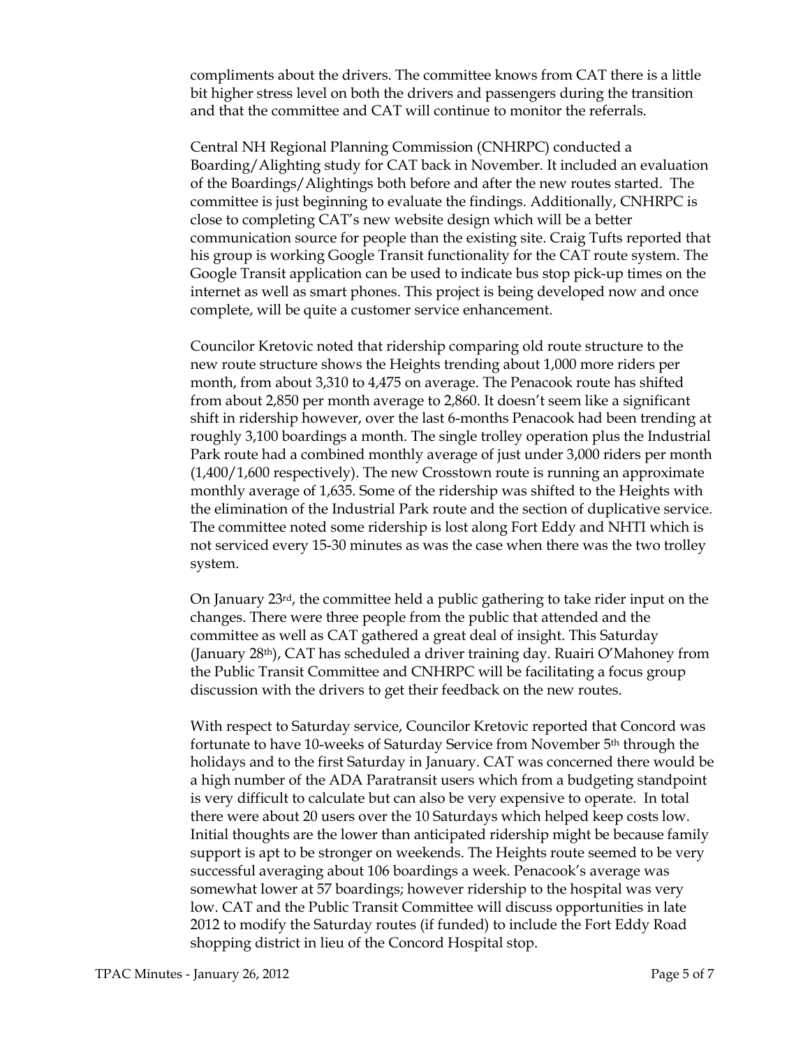compliments about the drivers. The committee knows from CAT there is a little bit higher stress level on both the drivers and passengers during the transition and that the committee and CAT will continue to monitor the referrals.

Central NH Regional Planning Commission (CNHRPC) conducted a Boarding/Alighting study for CAT back in November. It included an evaluation of the Boardings/Alightings both before and after the new routes started. The committee is just beginning to evaluate the findings. Additionally, CNHRPC is close to completing CAT's new website design which will be a better communication source for people than the existing site. Craig Tufts reported that his group is working Google Transit functionality for the CAT route system. The Google Transit application can be used to indicate bus stop pick-up times on the internet as well as smart phones. This project is being developed now and once complete, will be quite a customer service enhancement.

Councilor Kretovic noted that ridership comparing old route structure to the new route structure shows the Heights trending about 1,000 more riders per month, from about 3,310 to 4,475 on average. The Penacook route has shifted from about 2,850 per month average to 2,860. It doesn't seem like a significant shift in ridership however, over the last 6-months Penacook had been trending at roughly 3,100 boardings a month. The single trolley operation plus the Industrial Park route had a combined monthly average of just under 3,000 riders per month (1,400/1,600 respectively). The new Crosstown route is running an approximate monthly average of 1,635. Some of the ridership was shifted to the Heights with the elimination of the Industrial Park route and the section of duplicative service. The committee noted some ridership is lost along Fort Eddy and NHTI which is not serviced every 15-30 minutes as was the case when there was the two trolley system.

On January 23rd, the committee held a public gathering to take rider input on the changes. There were three people from the public that attended and the committee as well as CAT gathered a great deal of insight. This Saturday (January 28th), CAT has scheduled a driver training day. Ruairi O'Mahoney from the Public Transit Committee and CNHRPC will be facilitating a focus group discussion with the drivers to get their feedback on the new routes.

With respect to Saturday service, Councilor Kretovic reported that Concord was fortunate to have 10-weeks of Saturday Service from November 5th through the holidays and to the first Saturday in January. CAT was concerned there would be a high number of the ADA Paratransit users which from a budgeting standpoint is very difficult to calculate but can also be very expensive to operate. In total there were about 20 users over the 10 Saturdays which helped keep costs low. Initial thoughts are the lower than anticipated ridership might be because family support is apt to be stronger on weekends. The Heights route seemed to be very successful averaging about 106 boardings a week. Penacook's average was somewhat lower at 57 boardings; however ridership to the hospital was very low. CAT and the Public Transit Committee will discuss opportunities in late 2012 to modify the Saturday routes (if funded) to include the Fort Eddy Road shopping district in lieu of the Concord Hospital stop.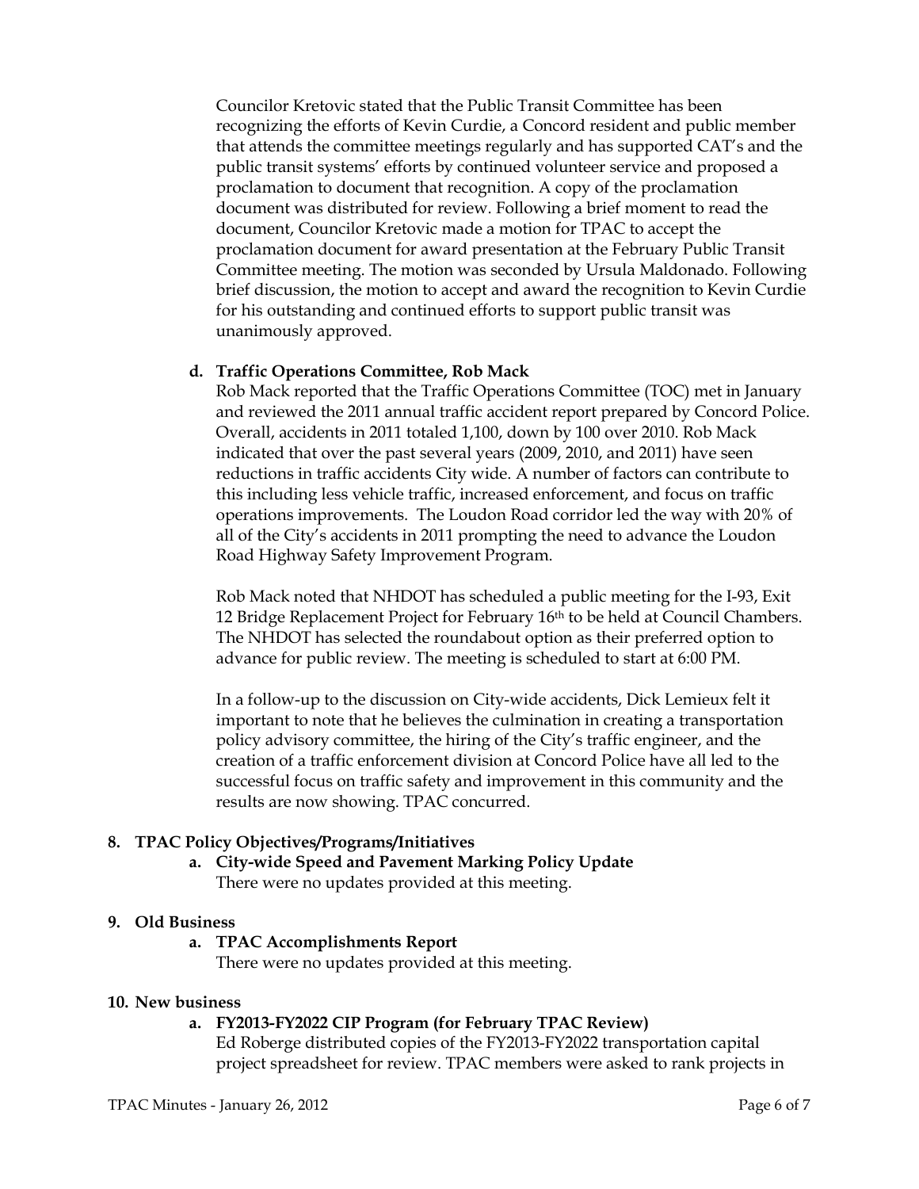Councilor Kretovic stated that the Public Transit Committee has been recognizing the efforts of Kevin Curdie, a Concord resident and public member that attends the committee meetings regularly and has supported CAT's and the public transit systems' efforts by continued volunteer service and proposed a proclamation to document that recognition. A copy of the proclamation document was distributed for review. Following a brief moment to read the document, Councilor Kretovic made a motion for TPAC to accept the proclamation document for award presentation at the February Public Transit Committee meeting. The motion was seconded by Ursula Maldonado. Following brief discussion, the motion to accept and award the recognition to Kevin Curdie for his outstanding and continued efforts to support public transit was unanimously approved.

**d. Traffic Operations Committee, Rob Mack**

Rob Mack reported that the Traffic Operations Committee (TOC) met in January and reviewed the 2011 annual traffic accident report prepared by Concord Police. Overall, accidents in 2011 totaled 1,100, down by 100 over 2010. Rob Mack indicated that over the past several years (2009, 2010, and 2011) have seen reductions in traffic accidents City wide. A number of factors can contribute to this including less vehicle traffic, increased enforcement, and focus on traffic operations improvements. The Loudon Road corridor led the way with 20% of all of the City's accidents in 2011 prompting the need to advance the Loudon Road Highway Safety Improvement Program.

Rob Mack noted that NHDOT has scheduled a public meeting for the I-93, Exit 12 Bridge Replacement Project for February 16th to be held at Council Chambers. The NHDOT has selected the roundabout option as their preferred option to advance for public review. The meeting is scheduled to start at 6:00 PM.

In a follow-up to the discussion on City-wide accidents, Dick Lemieux felt it important to note that he believes the culmination in creating a transportation policy advisory committee, the hiring of the City's traffic engineer, and the creation of a traffic enforcement division at Concord Police have all led to the successful focus on traffic safety and improvement in this community and the results are now showing. TPAC concurred.

**8. TPAC Policy Objectives/Programs/Initiatives**

**a. City-wide Speed and Pavement Marking Policy Update**

There were no updates provided at this meeting.

**9. Old Business**

**a. TPAC Accomplishments Report**

There were no updates provided at this meeting.

**10. New business**

**a. FY2013-FY2022 CIP Program (for February TPAC Review)**

Ed Roberge distributed copies of the FY2013-FY2022 transportation capital project spreadsheet for review. TPAC members were asked to rank projects in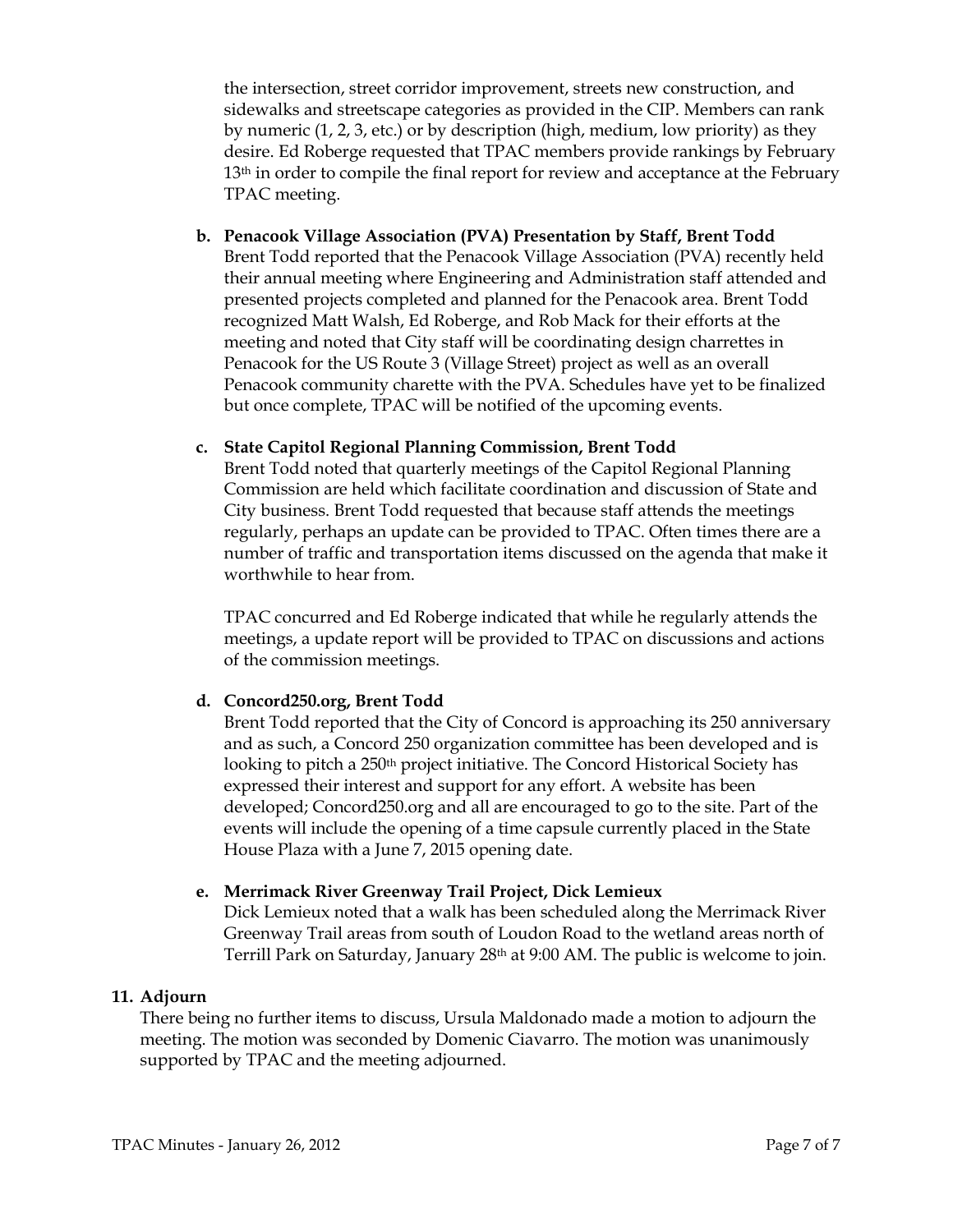the intersection, street corridor improvement, streets new construction, and sidewalks and streetscape categories as provided in the CIP. Members can rank by numeric (1, 2, 3, etc.) or by description (high, medium, low priority) as they desire. Ed Roberge requested that TPAC members provide rankings by February 13th in order to compile the final report for review and acceptance at the February TPAC meeting.

**b. Penacook Village Association (PVA) Presentation by Staff, Brent Todd**

Brent Todd reported that the Penacook Village Association (PVA) recently held their annual meeting where Engineering and Administration staff attended and presented projects completed and planned for the Penacook area. Brent Todd recognized Matt Walsh, Ed Roberge, and Rob Mack for their efforts at the meeting and noted that City staff will be coordinating design charrettes in Penacook for the US Route 3 (Village Street) project as well as an overall Penacook community charette with the PVA. Schedules have yet to be finalized but once complete, TPAC will be notified of the upcoming events.

**c. State Capitol Regional Planning Commission, Brent Todd**

Brent Todd noted that quarterly meetings of the Capitol Regional Planning Commission are held which facilitate coordination and discussion of State and City business. Brent Todd requested that because staff attends the meetings regularly, perhaps an update can be provided to TPAC. Often times there are a number of traffic and transportation items discussed on the agenda that make it worthwhile to hear from.

TPAC concurred and Ed Roberge indicated that while he regularly attends the meetings, a update report will be provided to TPAC on discussions and actions of the commission meetings.

**d. Concord250.org, Brent Todd**

Brent Todd reported that the City of Concord is approaching its 250 anniversary and as such, a Concord 250 organization committee has been developed and is looking to pitch a 250th project initiative. The Concord Historical Society has expressed their interest and support for any effort. A website has been developed; Concord250.org and all are encouraged to go to the site. Part of the events will include the opening of a time capsule currently placed in the State House Plaza with a June 7, 2015 opening date.

**e. Merrimack River Greenway Trail Project, Dick Lemieux**

Dick Lemieux noted that a walk has been scheduled along the Merrimack River Greenway Trail areas from south of Loudon Road to the wetland areas north of Terrill Park on Saturday, January 28th at 9:00 AM. The public is welcome to join.

**11. Adjourn**

There being no further items to discuss, Ursula Maldonado made a motion to adjourn the meeting. The motion was seconded by Domenic Ciavarro. The motion was unanimously supported by TPAC and the meeting adjourned.